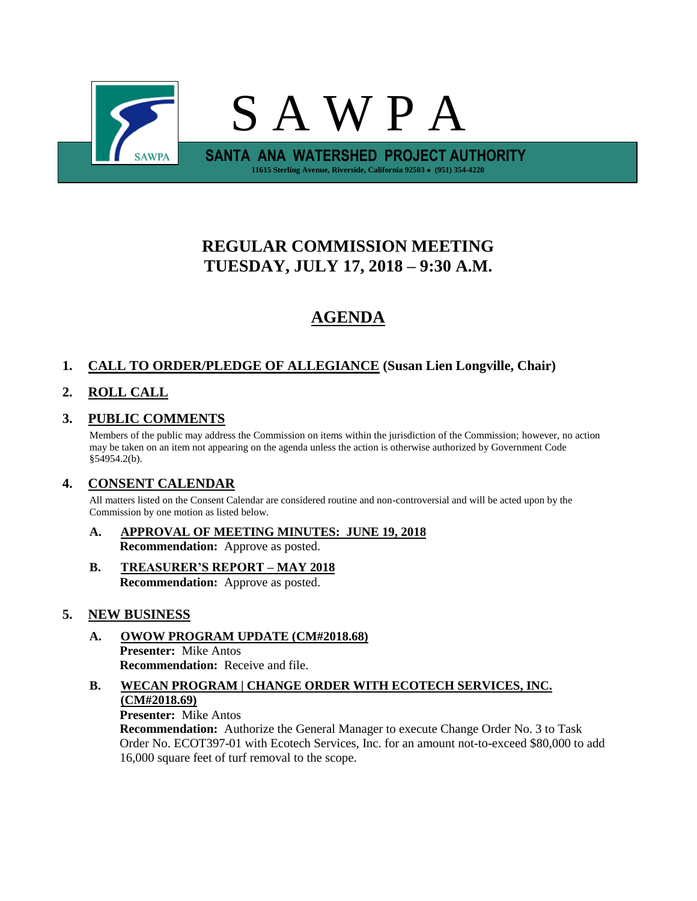# S A W P A

**SANTA ANA WATERSHED PROJECT AUTHORITY**

11615 Sterling Avenue, Riverside, California 92503 • (951) 354-4220

## REGULAR COMMISSION MEETING
## TUESDAY, JULY 17, 2018 – 9:30 A.M.

## AGENDA

1. **CALL TO ORDER/PLEDGE OF ALLEGIANCE (Susan Lien Longville, Chair)**

2. **ROLL CALL**

3. **PUBLIC COMMENTS**

   Members of the public may address the Commission on items within the jurisdiction of the Commission; however, no action may be taken on an item not appearing on the agenda unless the action is otherwise authorized by Government Code §54954.2(b).

4. **CONSENT CALENDAR**

   All matters listed on the Consent Calendar are considered routine and non-controversial and will be acted upon by the Commission by one motion as listed below.

   **A. APPROVAL OF MEETING MINUTES: JUNE 19, 2018**
   **Recommendation:** Approve as posted.

   **B. TREASURER'S REPORT – MAY 2018**
   **Recommendation:** Approve as posted.

5. **NEW BUSINESS**

   **A. OWOW PROGRAM UPDATE (CM#2018.68)**
   **Presenter:** Mike Antos
   **Recommendation:** Receive and file.

   **B. WECAN PROGRAM | CHANGE ORDER WITH ECOTECH SERVICES, INC. (CM#2018.69)**
   **Presenter:** Mike Antos
   **Recommendation:** Authorize the General Manager to execute Change Order No. 3 to Task Order No. ECOT397-01 with Ecotech Services, Inc. for an amount not-to-exceed $80,000 to add 16,000 square feet of turf removal to the scope.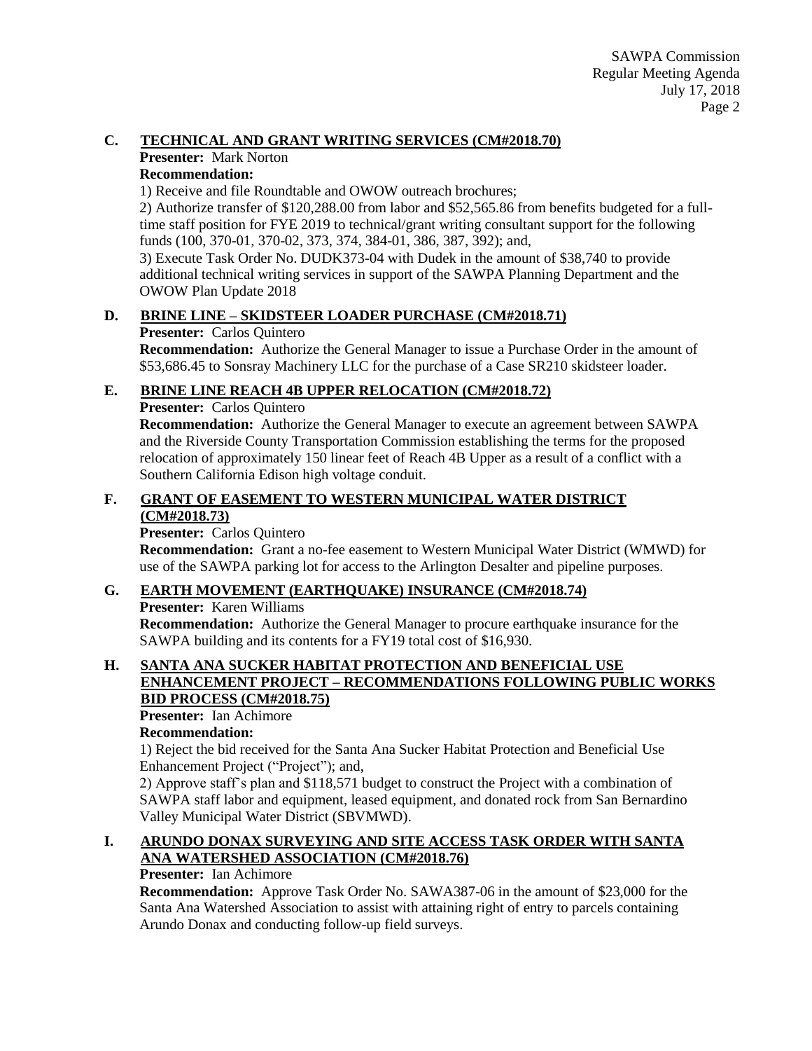**C. TECHNICAL AND GRANT WRITING SERVICES (CM#2018.70)**

**Presenter:** Mark Norton

**Recommendation:**

1) Receive and file Roundtable and OWOW outreach brochures;

2) Authorize transfer of $120,288.00 from labor and $52,565.86 from benefits budgeted for a full-time staff position for FYE 2019 to technical/grant writing consultant support for the following funds (100, 370-01, 370-02, 373, 374, 384-01, 386, 387, 392); and,

3) Execute Task Order No. DUDK373-04 with Dudek in the amount of $38,740 to provide additional technical writing services in support of the SAWPA Planning Department and the OWOW Plan Update 2018

**D. BRINE LINE – SKIDSTEER LOADER PURCHASE (CM#2018.71)**

**Presenter:** Carlos Quintero

**Recommendation:** Authorize the General Manager to issue a Purchase Order in the amount of $53,686.45 to Sonsray Machinery LLC for the purchase of a Case SR210 skidsteer loader.

**E. BRINE LINE REACH 4B UPPER RELOCATION (CM#2018.72)**

**Presenter:** Carlos Quintero

**Recommendation:** Authorize the General Manager to execute an agreement between SAWPA and the Riverside County Transportation Commission establishing the terms for the proposed relocation of approximately 150 linear feet of Reach 4B Upper as a result of a conflict with a Southern California Edison high voltage conduit.

**F. GRANT OF EASEMENT TO WESTERN MUNICIPAL WATER DISTRICT (CM#2018.73)**

**Presenter:** Carlos Quintero

**Recommendation:** Grant a no-fee easement to Western Municipal Water District (WMWD) for use of the SAWPA parking lot for access to the Arlington Desalter and pipeline purposes.

**G. EARTH MOVEMENT (EARTHQUAKE) INSURANCE (CM#2018.74)**

**Presenter:** Karen Williams

**Recommendation:** Authorize the General Manager to procure earthquake insurance for the SAWPA building and its contents for a FY19 total cost of $16,930.

**H. SANTA ANA SUCKER HABITAT PROTECTION AND BENEFICIAL USE ENHANCEMENT PROJECT – RECOMMENDATIONS FOLLOWING PUBLIC WORKS BID PROCESS (CM#2018.75)**

**Presenter:** Ian Achimore

**Recommendation:**

1) Reject the bid received for the Santa Ana Sucker Habitat Protection and Beneficial Use Enhancement Project ("Project"); and,

2) Approve staff's plan and $118,571 budget to construct the Project with a combination of SAWPA staff labor and equipment, leased equipment, and donated rock from San Bernardino Valley Municipal Water District (SBVMWD).

**I. ARUNDO DONAX SURVEYING AND SITE ACCESS TASK ORDER WITH SANTA ANA WATERSHED ASSOCIATION (CM#2018.76)**

**Presenter:** Ian Achimore

**Recommendation:** Approve Task Order No. SAWA387-06 in the amount of $23,000 for the Santa Ana Watershed Association to assist with attaining right of entry to parcels containing Arundo Donax and conducting follow-up field surveys.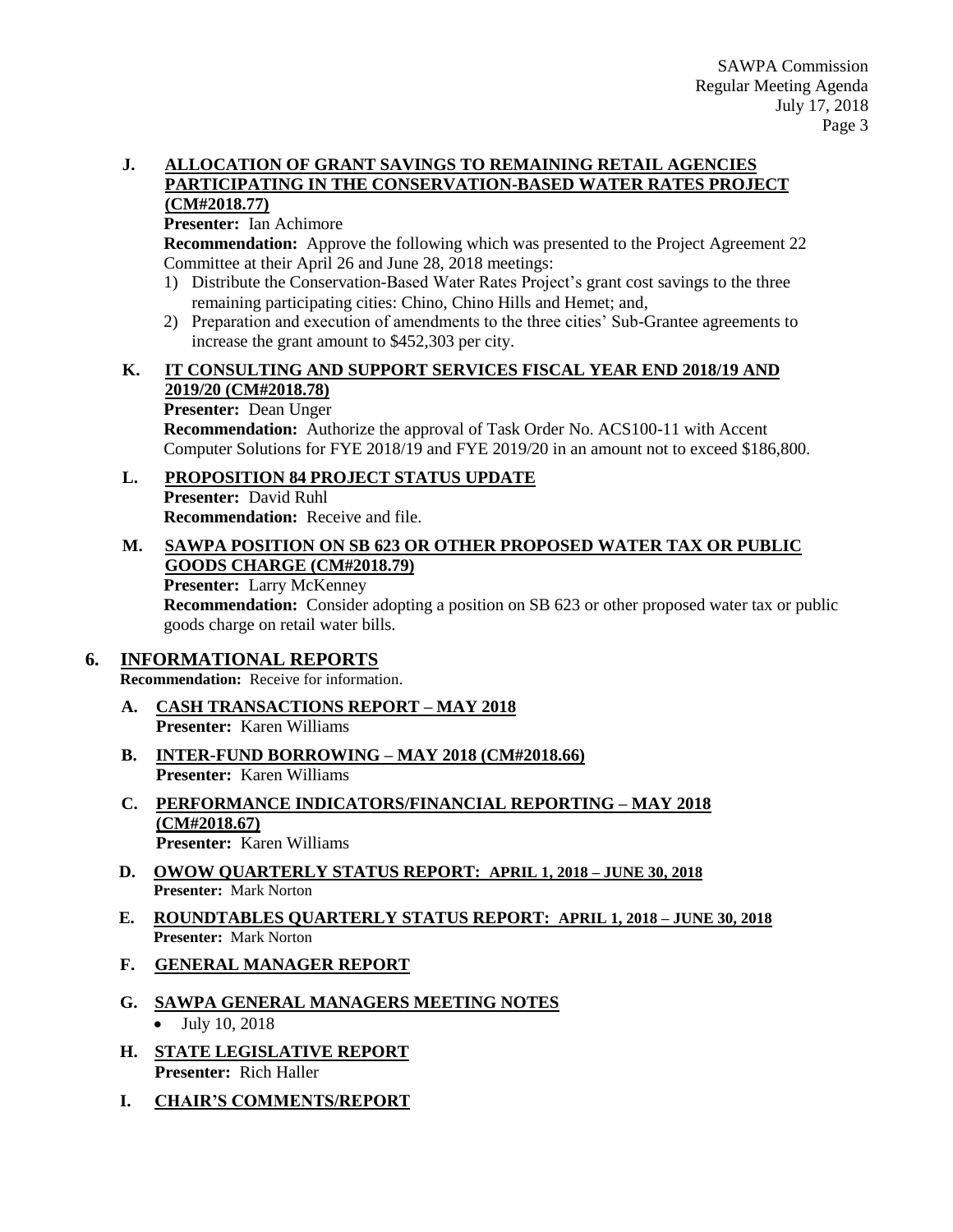**J. ALLOCATION OF GRANT SAVINGS TO REMAINING RETAIL AGENCIES PARTICIPATING IN THE CONSERVATION-BASED WATER RATES PROJECT (CM#2018.77)**

**Presenter:** Ian Achimore

**Recommendation:** Approve the following which was presented to the Project Agreement 22 Committee at their April 26 and June 28, 2018 meetings:

1) Distribute the Conservation-Based Water Rates Project's grant cost savings to the three remaining participating cities: Chino, Chino Hills and Hemet; and,
2) Preparation and execution of amendments to the three cities' Sub-Grantee agreements to increase the grant amount to $452,303 per city.

**K. IT CONSULTING AND SUPPORT SERVICES FISCAL YEAR END 2018/19 AND 2019/20 (CM#2018.78)**

**Presenter:** Dean Unger

**Recommendation:** Authorize the approval of Task Order No. ACS100-11 with Accent Computer Solutions for FYE 2018/19 and FYE 2019/20 in an amount not to exceed $186,800.

**L. PROPOSITION 84 PROJECT STATUS UPDATE**

**Presenter:** David Ruhl

**Recommendation:** Receive and file.

**M. SAWPA POSITION ON SB 623 OR OTHER PROPOSED WATER TAX OR PUBLIC GOODS CHARGE (CM#2018.79)**

**Presenter:** Larry McKenney

**Recommendation:** Consider adopting a position on SB 623 or other proposed water tax or public goods charge on retail water bills.

## 6. INFORMATIONAL REPORTS

**Recommendation:** Receive for information.

**A. CASH TRANSACTIONS REPORT – MAY 2018**

**Presenter:** Karen Williams

**B. INTER-FUND BORROWING – MAY 2018 (CM#2018.66)**

**Presenter:** Karen Williams

**C. PERFORMANCE INDICATORS/FINANCIAL REPORTING – MAY 2018 (CM#2018.67)**

**Presenter:** Karen Williams

**D. OWOW QUARTERLY STATUS REPORT: APRIL 1, 2018 – JUNE 30, 2018**

**Presenter:** Mark Norton

**E. ROUNDTABLES QUARTERLY STATUS REPORT: APRIL 1, 2018 – JUNE 30, 2018**

**Presenter:** Mark Norton

**F. GENERAL MANAGER REPORT**

**G. SAWPA GENERAL MANAGERS MEETING NOTES**

- July 10, 2018

**H. STATE LEGISLATIVE REPORT**

**Presenter:** Rich Haller

**I. CHAIR'S COMMENTS/REPORT**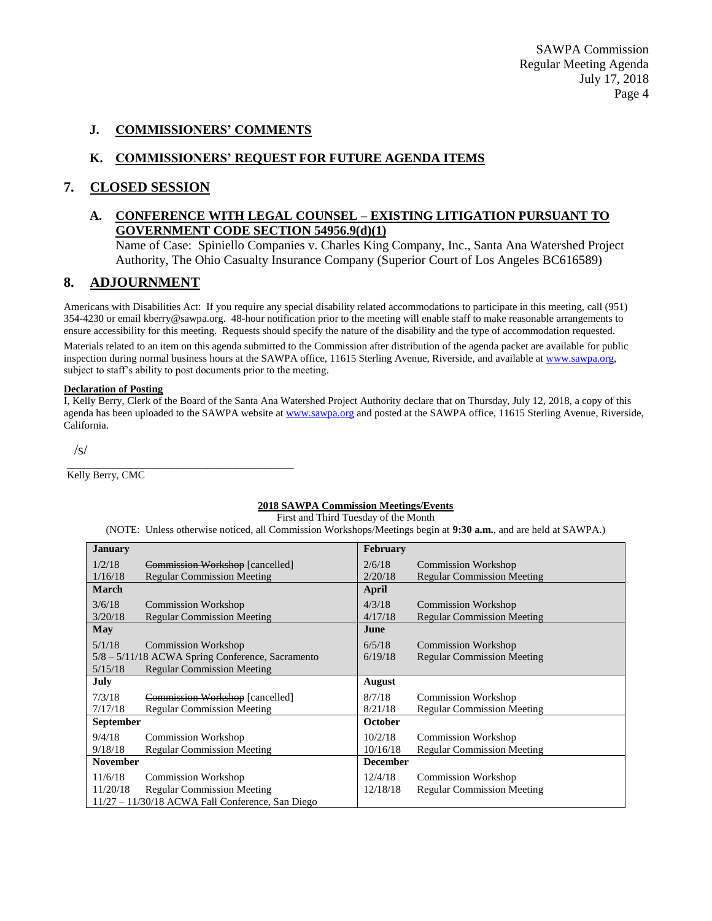### J. COMMISSIONERS' COMMENTS

### K. COMMISSIONERS' REQUEST FOR FUTURE AGENDA ITEMS

## 7. CLOSED SESSION

### A. CONFERENCE WITH LEGAL COUNSEL – EXISTING LITIGATION PURSUANT TO GOVERNMENT CODE SECTION 54956.9(d)(1)

Name of Case: Spiniello Companies v. Charles King Company, Inc., Santa Ana Watershed Project Authority, The Ohio Casualty Insurance Company (Superior Court of Los Angeles BC616589)

## 8. ADJOURNMENT

Americans with Disabilities Act: If you require any special disability related accommodations to participate in this meeting, call (951) 354-4230 or email kberry@sawpa.org. 48-hour notification prior to the meeting will enable staff to make reasonable arrangements to ensure accessibility for this meeting. Requests should specify the nature of the disability and the type of accommodation requested.

Materials related to an item on this agenda submitted to the Commission after distribution of the agenda packet are available for public inspection during normal business hours at the SAWPA office, 11615 Sterling Avenue, Riverside, and available at www.sawpa.org, subject to staff's ability to post documents prior to the meeting.

**Declaration of Posting**

I, Kelly Berry, Clerk of the Board of the Santa Ana Watershed Project Authority declare that on Thursday, July 12, 2018, a copy of this agenda has been uploaded to the SAWPA website at www.sawpa.org and posted at the SAWPA office, 11615 Sterling Avenue, Riverside, California.

/s/

\_\_\_\_\_\_\_\_\_\_\_\_\_\_\_\_\_\_\_\_\_\_\_\_\_\_\_\_\_\_\_\_\_\_\_\_\_\_\_\_

Kelly Berry, CMC

**2018 SAWPA Commission Meetings/Events**

First and Third Tuesday of the Month

(NOTE: Unless otherwise noticed, all Commission Workshops/Meetings begin at **9:30 a.m.**, and are held at SAWPA.)

| | |
|---|---|
| **January** | **February** |
| 1/2/18 ~~Commission Workshop~~ [cancelled]<br>1/16/18 Regular Commission Meeting | 2/6/18 Commission Workshop<br>2/20/18 Regular Commission Meeting |
| **March** | **April** |
| 3/6/18 Commission Workshop<br>3/20/18 Regular Commission Meeting | 4/3/18 Commission Workshop<br>4/17/18 Regular Commission Meeting |
| **May** | **June** |
| 5/1/18 Commission Workshop<br>5/8 – 5/11/18 ACWA Spring Conference, Sacramento<br>5/15/18 Regular Commission Meeting | 6/5/18 Commission Workshop<br>6/19/18 Regular Commission Meeting |
| **July** | **August** |
| 7/3/18 ~~Commission Workshop~~ [cancelled]<br>7/17/18 Regular Commission Meeting | 8/7/18 Commission Workshop<br>8/21/18 Regular Commission Meeting |
| **September** | **October** |
| 9/4/18 Commission Workshop<br>9/18/18 Regular Commission Meeting | 10/2/18 Commission Workshop<br>10/16/18 Regular Commission Meeting |
| **November** | **December** |
| 11/6/18 Commission Workshop<br>11/20/18 Regular Commission Meeting<br>11/27 – 11/30/18 ACWA Fall Conference, San Diego | 12/4/18 Commission Workshop<br>12/18/18 Regular Commission Meeting |